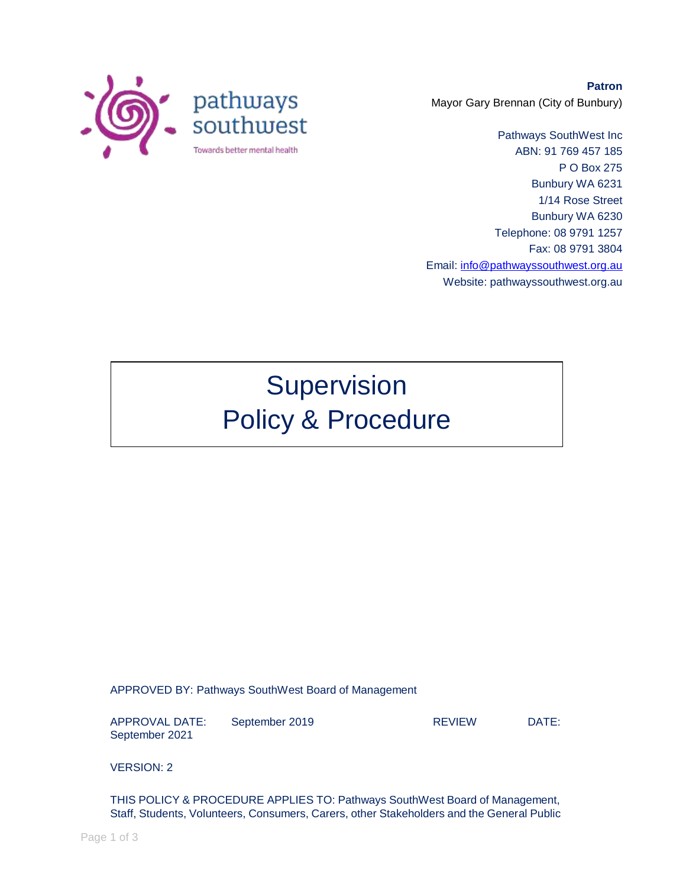pathways southwest

Towards better mental health

**Patron**
Mayor Gary Brennan (City of Bunbury)

Pathways SouthWest Inc
ABN: 91 769 457 185
P O Box 275
Bunbury WA 6231
1/14 Rose Street
Bunbury WA 6230
Telephone: 08 9791 1257
Fax: 08 9791 3804
Email: info@pathwayssouthwest.org.au
Website: pathwayssouthwest.org.au

# Supervision Policy & Procedure

APPROVED BY: Pathways SouthWest Board of Management

APPROVAL DATE: September 2019 REVIEW DATE: September 2021

VERSION: 2

THIS POLICY & PROCEDURE APPLIES TO: Pathways SouthWest Board of Management, Staff, Students, Volunteers, Consumers, Carers, other Stakeholders and the General Public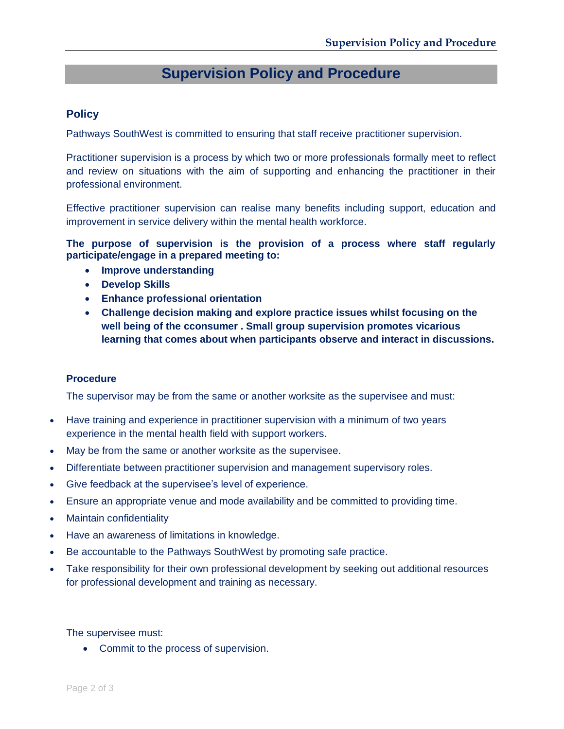# Supervision Policy and Procedure

## Policy

Pathways SouthWest is committed to ensuring that staff receive practitioner supervision.

Practitioner supervision is a process by which two or more professionals formally meet to reflect and review on situations with the aim of supporting and enhancing the practitioner in their professional environment.

Effective practitioner supervision can realise many benefits including support, education and improvement in service delivery within the mental health workforce.

**The purpose of supervision is the provision of a process where staff regularly participate/engage in a prepared meeting to:**

- **Improve understanding**
- **Develop Skills**
- **Enhance professional orientation**
- **Challenge decision making and explore practice issues whilst focusing on the well being of the cconsumer . Small group supervision promotes vicarious learning that comes about when participants observe and interact in discussions.**

### Procedure

The supervisor may be from the same or another worksite as the supervisee and must:

- Have training and experience in practitioner supervision with a minimum of two years experience in the mental health field with support workers.
- May be from the same or another worksite as the supervisee.
- Differentiate between practitioner supervision and management supervisory roles.
- Give feedback at the supervisee's level of experience.
- Ensure an appropriate venue and mode availability and be committed to providing time.
- Maintain confidentiality
- Have an awareness of limitations in knowledge.
- Be accountable to the Pathways SouthWest by promoting safe practice.
- Take responsibility for their own professional development by seeking out additional resources for professional development and training as necessary.

The supervisee must:

- Commit to the process of supervision.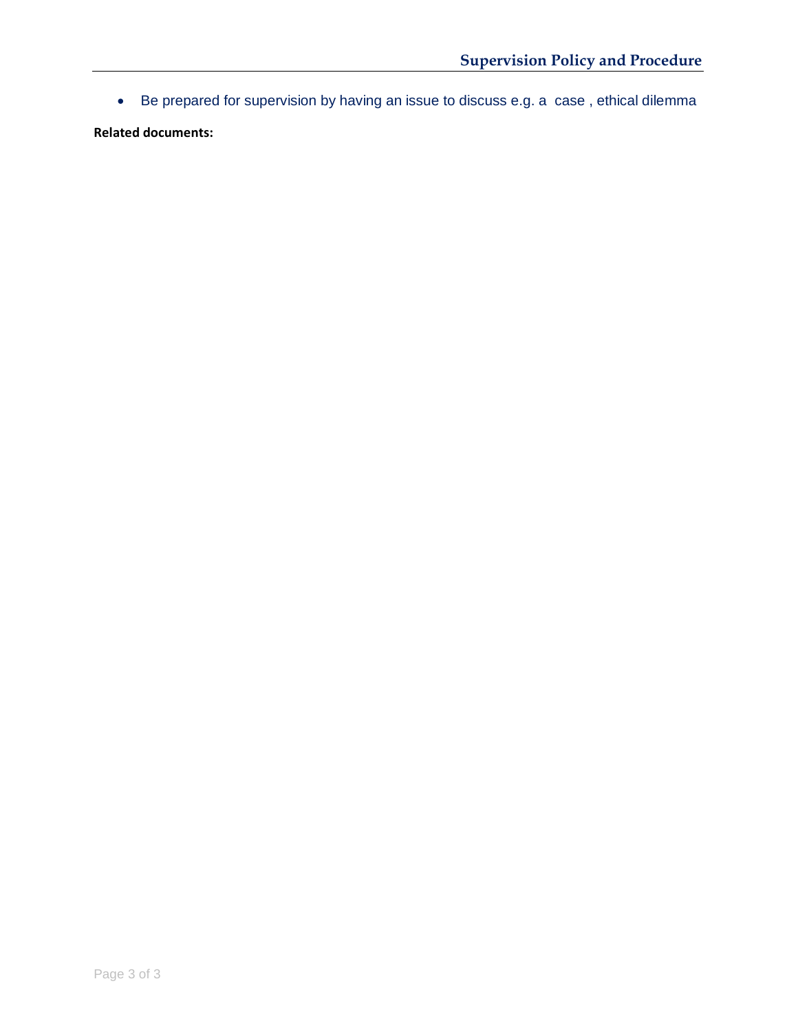- Be prepared for supervision by having an issue to discuss e.g. a  case , ethical dilemma

**Related documents:**